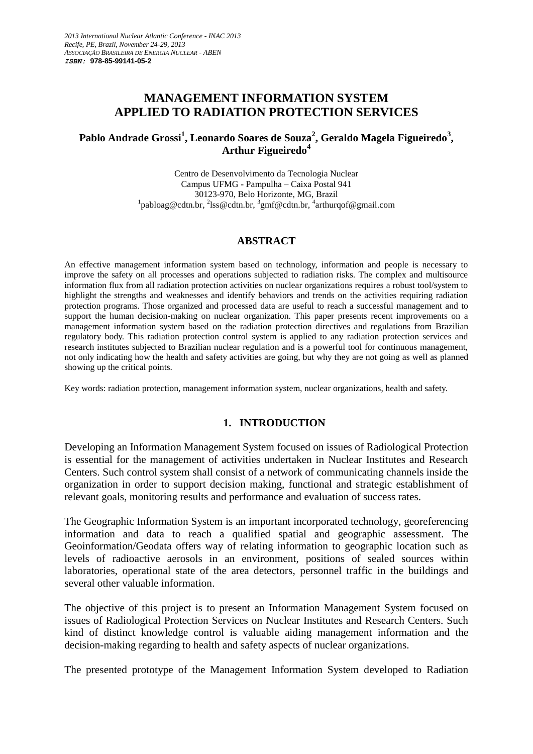2013 International Nuclear Atlantic Conference - INAC 2013
Recife, PE, Brazil, November 24-29, 2013
ASSOCIAÇÃO BRASILEIRA DE ENERGIA NUCLEAR - ABEN
**ISBN:** 978-85-99141-05-2

# MANAGEMENT INFORMATION SYSTEM APPLIED TO RADIATION PROTECTION SERVICES

**Pablo Andrade Grossi[1], Leonardo Soares de Souza[2], Geraldo Magela Figueiredo[3], Arthur Figueiredo[4]**

Centro de Desenvolvimento da Tecnologia Nuclear
Campus UFMG - Pampulha – Caixa Postal 941
30123-970, Belo Horizonte, MG, Brazil
[1]pabloag@cdtn.br, [2]lss@cdtn.br, [3]gmf@cdtn.br, [4]arthurqof@gmail.com

## ABSTRACT

An effective management information system based on technology, information and people is necessary to improve the safety on all processes and operations subjected to radiation risks. The complex and multisource information flux from all radiation protection activities on nuclear organizations requires a robust tool/system to highlight the strengths and weaknesses and identify behaviors and trends on the activities requiring radiation protection programs. Those organized and processed data are useful to reach a successful management and to support the human decision-making on nuclear organization. This paper presents recent improvements on a management information system based on the radiation protection directives and regulations from Brazilian regulatory body. This radiation protection control system is applied to any radiation protection services and research institutes subjected to Brazilian nuclear regulation and is a powerful tool for continuous management, not only indicating how the health and safety activities are going, but why they are not going as well as planned showing up the critical points.

Key words: radiation protection, management information system, nuclear organizations, health and safety.

## 1. INTRODUCTION

Developing an Information Management System focused on issues of Radiological Protection is essential for the management of activities undertaken in Nuclear Institutes and Research Centers. Such control system shall consist of a network of communicating channels inside the organization in order to support decision making, functional and strategic establishment of relevant goals, monitoring results and performance and evaluation of success rates.

The Geographic Information System is an important incorporated technology, georeferencing information and data to reach a qualified spatial and geographic assessment. The Geoinformation/Geodata offers way of relating information to geographic location such as levels of radioactive aerosols in an environment, positions of sealed sources within laboratories, operational state of the area detectors, personnel traffic in the buildings and several other valuable information.

The objective of this project is to present an Information Management System focused on issues of Radiological Protection Services on Nuclear Institutes and Research Centers. Such kind of distinct knowledge control is valuable aiding management information and the decision-making regarding to health and safety aspects of nuclear organizations.

The presented prototype of the Management Information System developed to Radiation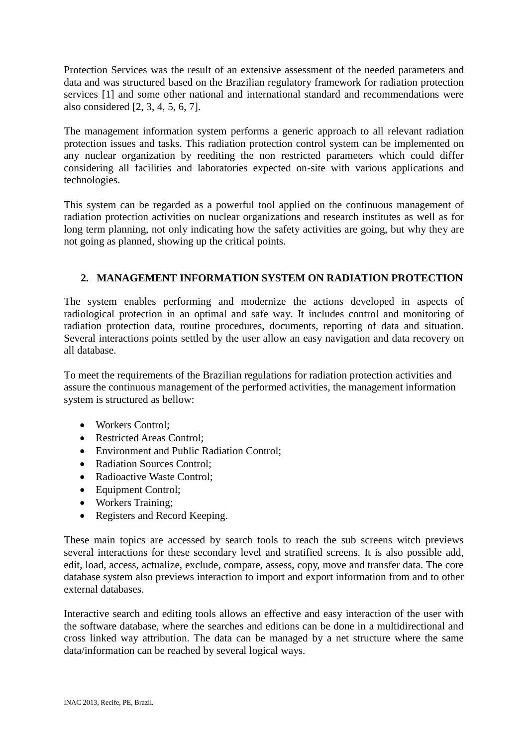Protection Services was the result of an extensive assessment of the needed parameters and data and was structured based on the Brazilian regulatory framework for radiation protection services [1] and some other national and international standard and recommendations were also considered [2, 3, 4, 5, 6, 7].

The management information system performs a generic approach to all relevant radiation protection issues and tasks. This radiation protection control system can be implemented on any nuclear organization by reediting the non restricted parameters which could differ considering all facilities and laboratories expected on-site with various applications and technologies.

This system can be regarded as a powerful tool applied on the continuous management of radiation protection activities on nuclear organizations and research institutes as well as for long term planning, not only indicating how the safety activities are going, but why they are not going as planned, showing up the critical points.

## 2. MANAGEMENT INFORMATION SYSTEM ON RADIATION PROTECTION

The system enables performing and modernize the actions developed in aspects of radiological protection in an optimal and safe way. It includes control and monitoring of radiation protection data, routine procedures, documents, reporting of data and situation. Several interactions points settled by the user allow an easy navigation and data recovery on all database.

To meet the requirements of the Brazilian regulations for radiation protection activities and assure the continuous management of the performed activities, the management information system is structured as bellow:

- Workers Control;
- Restricted Areas Control;
- Environment and Public Radiation Control;
- Radiation Sources Control;
- Radioactive Waste Control;
- Equipment Control;
- Workers Training;
- Registers and Record Keeping.

These main topics are accessed by search tools to reach the sub screens witch previews several interactions for these secondary level and stratified screens. It is also possible add, edit, load, access, actualize, exclude, compare, assess, copy, move and transfer data. The core database system also previews interaction to import and export information from and to other external databases.

Interactive search and editing tools allows an effective and easy interaction of the user with the software database, where the searches and editions can be done in a multidirectional and cross linked way attribution. The data can be managed by a net structure where the same data/information can be reached by several logical ways.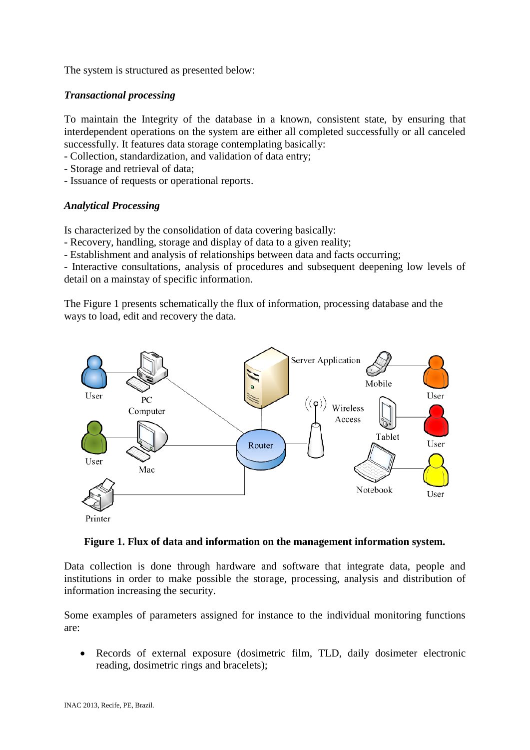The system is structured as presented below:

***Transactional processing***

To maintain the Integrity of the database in a known, consistent state, by ensuring that interdependent operations on the system are either all completed successfully or all canceled successfully. It features data storage contemplating basically:
- Collection, standardization, and validation of data entry;
- Storage and retrieval of data;
- Issuance of requests or operational reports.

***Analytical Processing***

Is characterized by the consolidation of data covering basically:
- Recovery, handling, storage and display of data to a given reality;
- Establishment and analysis of relationships between data and facts occurring;
- Interactive consultations, analysis of procedures and subsequent deepening low levels of detail on a mainstay of specific information.

The Figure 1 presents schematically the flux of information, processing database and the ways to load, edit and recovery the data.

**Figure 1. Flux of data and information on the management information system.**

Data collection is done through hardware and software that integrate data, people and institutions in order to make possible the storage, processing, analysis and distribution of information increasing the security.

Some examples of parameters assigned for instance to the individual monitoring functions are:

- Records of external exposure (dosimetric film, TLD, daily dosimeter electronic reading, dosimetric rings and bracelets);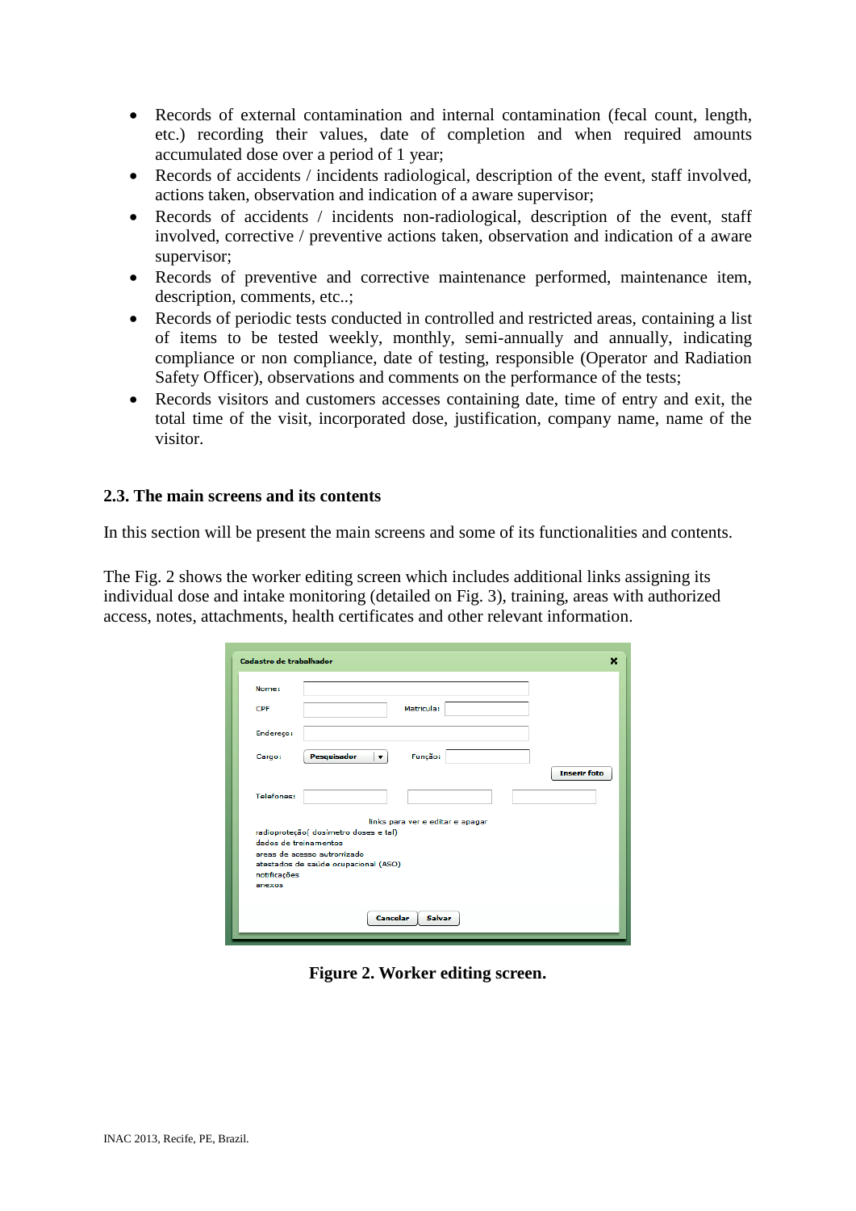- Records of external contamination and internal contamination (fecal count, length, etc.) recording their values, date of completion and when required amounts accumulated dose over a period of 1 year;
- Records of accidents / incidents radiological, description of the event, staff involved, actions taken, observation and indication of a aware supervisor;
- Records of accidents / incidents non-radiological, description of the event, staff involved, corrective / preventive actions taken, observation and indication of a aware supervisor;
- Records of preventive and corrective maintenance performed, maintenance item, description, comments, etc..;
- Records of periodic tests conducted in controlled and restricted areas, containing a list of items to be tested weekly, monthly, semi-annually and annually, indicating compliance or non compliance, date of testing, responsible (Operator and Radiation Safety Officer), observations and comments on the performance of the tests;
- Records visitors and customers accesses containing date, time of entry and exit, the total time of the visit, incorporated dose, justification, company name, name of the visitor.

### 2.3. The main screens and its contents

In this section will be present the main screens and some of its functionalities and contents.

The Fig. 2 shows the worker editing screen which includes additional links assigning its individual dose and intake monitoring (detailed on Fig. 3), training, areas with authorized access, notes, attachments, health certificates and other relevant information.

**Figure 2. Worker editing screen.**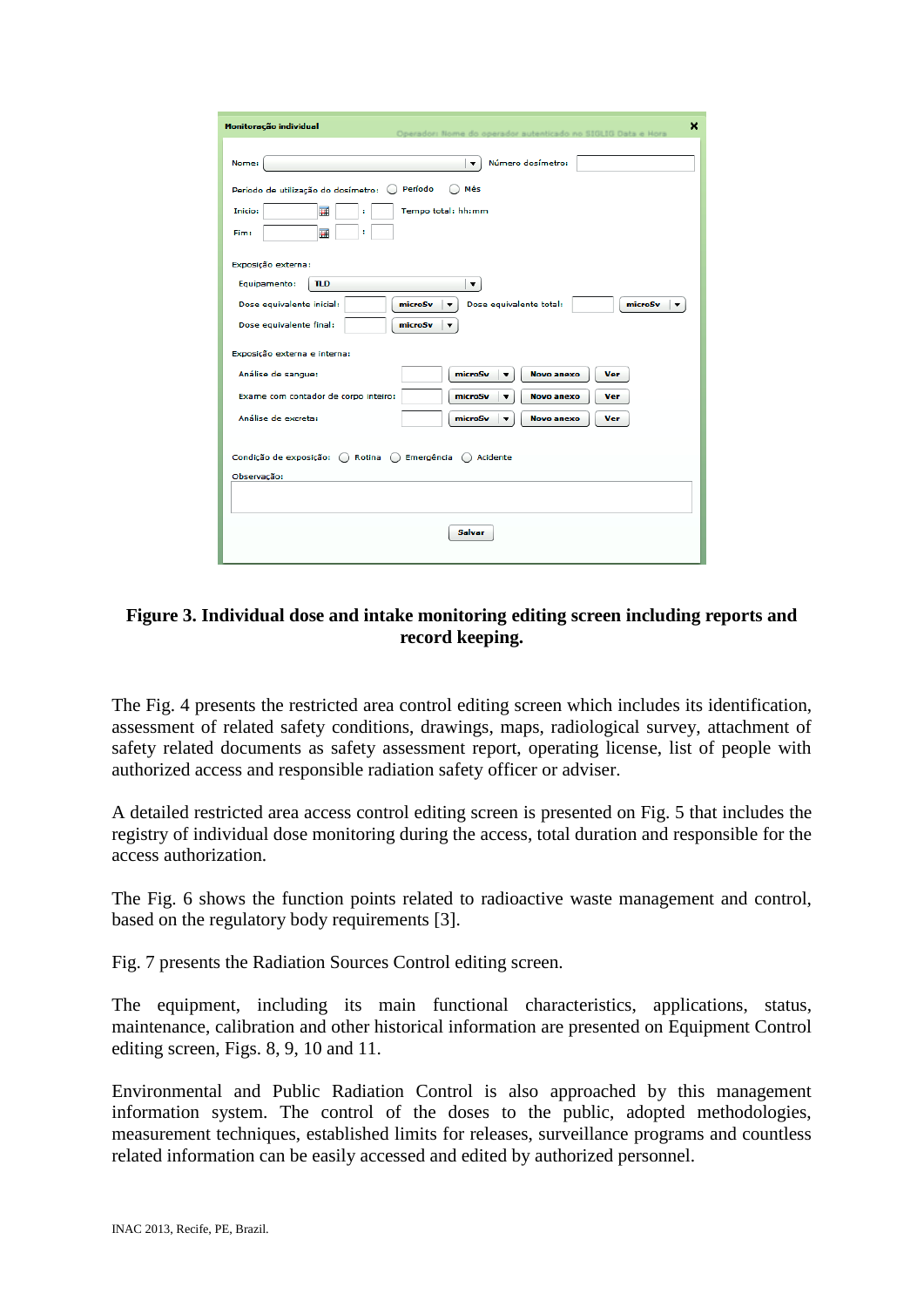**Figure 3. Individual dose and intake monitoring editing screen including reports and record keeping.**

The Fig. 4 presents the restricted area control editing screen which includes its identification, assessment of related safety conditions, drawings, maps, radiological survey, attachment of safety related documents as safety assessment report, operating license, list of people with authorized access and responsible radiation safety officer or adviser.

A detailed restricted area access control editing screen is presented on Fig. 5 that includes the registry of individual dose monitoring during the access, total duration and responsible for the access authorization.

The Fig. 6 shows the function points related to radioactive waste management and control, based on the regulatory body requirements [3].

Fig. 7 presents the Radiation Sources Control editing screen.

The equipment, including its main functional characteristics, applications, status, maintenance, calibration and other historical information are presented on Equipment Control editing screen, Figs. 8, 9, 10 and 11.

Environmental and Public Radiation Control is also approached by this management information system. The control of the doses to the public, adopted methodologies, measurement techniques, established limits for releases, surveillance programs and countless related information can be easily accessed and edited by authorized personnel.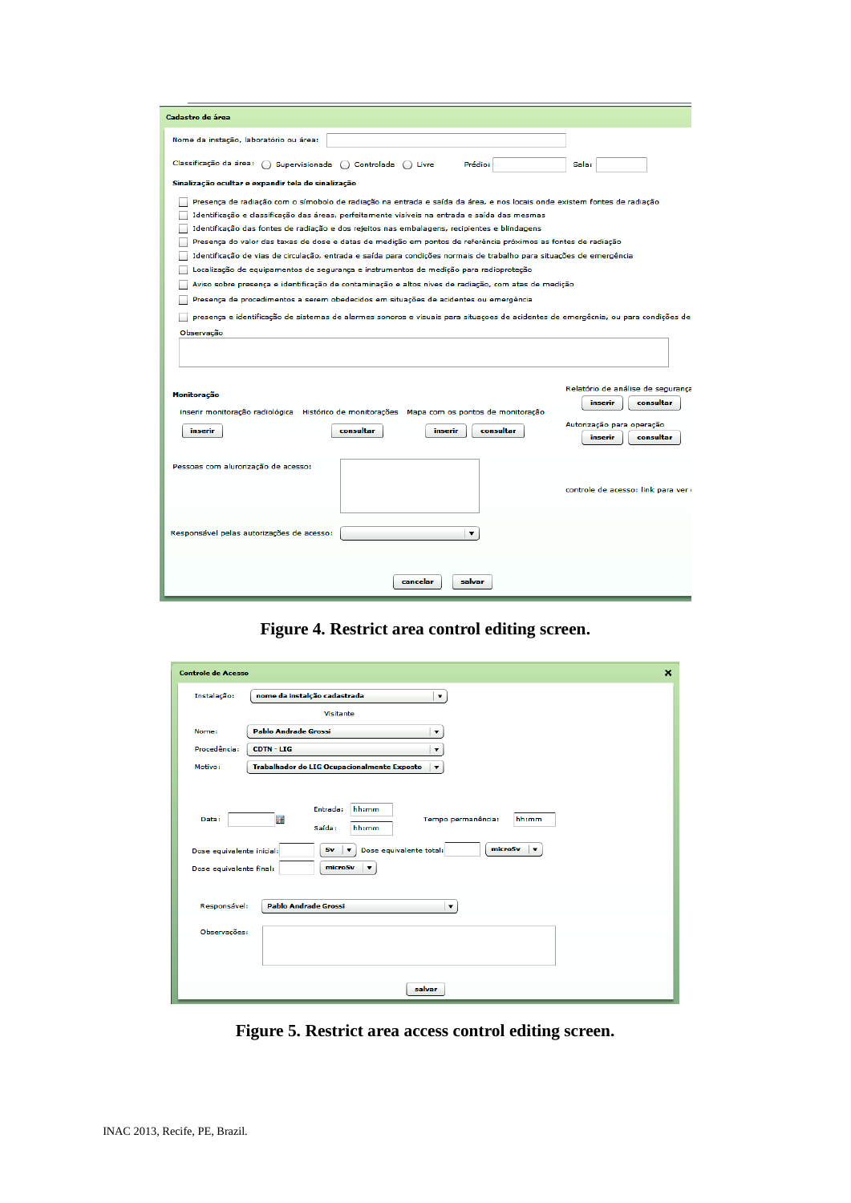Figure 4. Restrict area control editing screen.

Figure 5. Restrict area access control editing screen.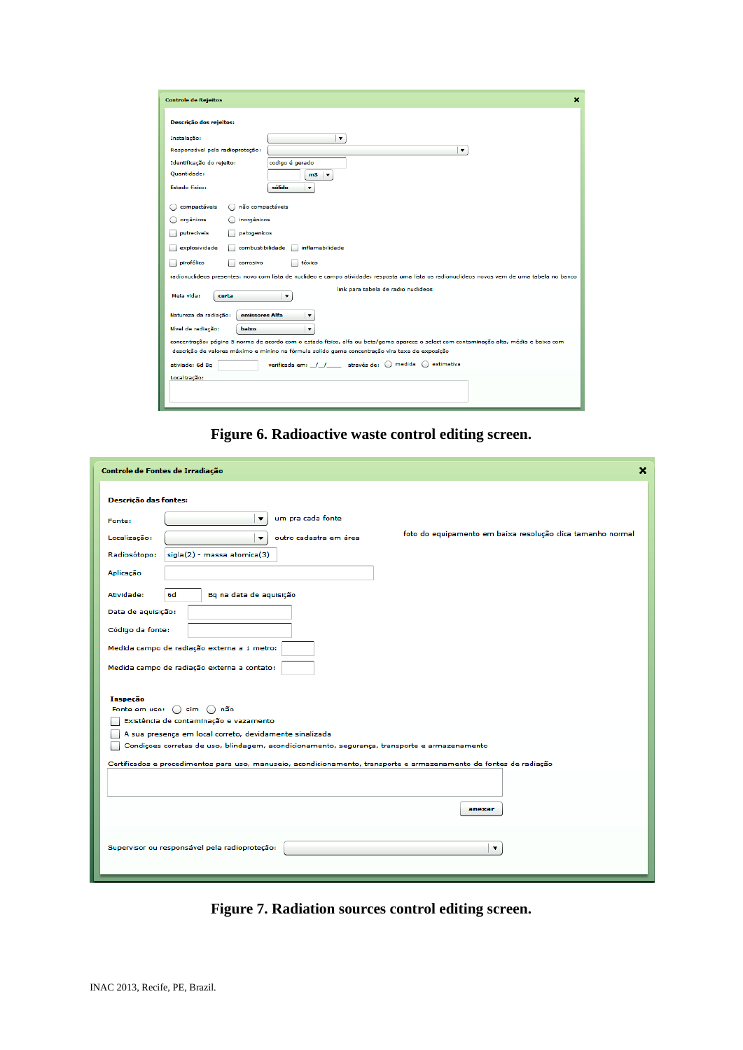Controle de Rejeitos

Descrição dos rejeitos:

Instalação:

Responsável pela radioproteção:

Identificação do rejeito: codigo é gerado

Quantidade: m3

Estado físico: sólido

compactáveis não compactáveis

orgânicos inorgânicos

putrecíveis patogenicos

explosividade combustibilidade inflamabilidade

pirofólico corrosivo tóxico

radionuclídeos presentes: novo com lista de nuclideo e campo atividade: resposta uma lista os radionuclídeos novos vem de uma tabela no banco

link para tabela de radio nuclideos

Meia vida: curta

Natureza da radiação: emissores Alfa

Nível de radiação: baixo

concentração: página 5 norma de acordo com o estado físico, alfa ou beta/gama aparece o select com contaminação alta, média e baixa com descrição de valores máximo e minino na fórmula solido gama concentração vira taxa de exposição

atividade: 6d Bq verificada em: \_\_/\_\_/\_\_\_\_ através de: medida estimativa

Localização:

**Figure 6. Radioactive waste control editing screen.**

Controle de Fontes de Irradiação

Descrição das fontes:

Fonte: um pra cada fonte

Localização: outro cadastra em área

foto do equipamento em baixa resolução clica tamanho normal

Radioisótopo: sigla(2) - massa atomica(3)

Aplicação

Atividade: 6d Bq na data de aquisição

Data de aquisição:

Código da fonte:

Medida campo de radiação externa a 1 metro:

Medida campo de radiação externa a contato:

Inspeção

Fonte em uso: sim não

Existência de contaminação e vazamento

A sua presença em local correto, devidamente sinalizada

Condições corretas de uso, blindagem, acondicionamento, segurança, transporte e armazenamento

Certificados e procedimentos para uso, manuseio, acondicionamento, transporte e armazenamento de fontes de radiação

anexar

Supervisor ou responsável pela radioproteção:

**Figure 7. Radiation sources control editing screen.**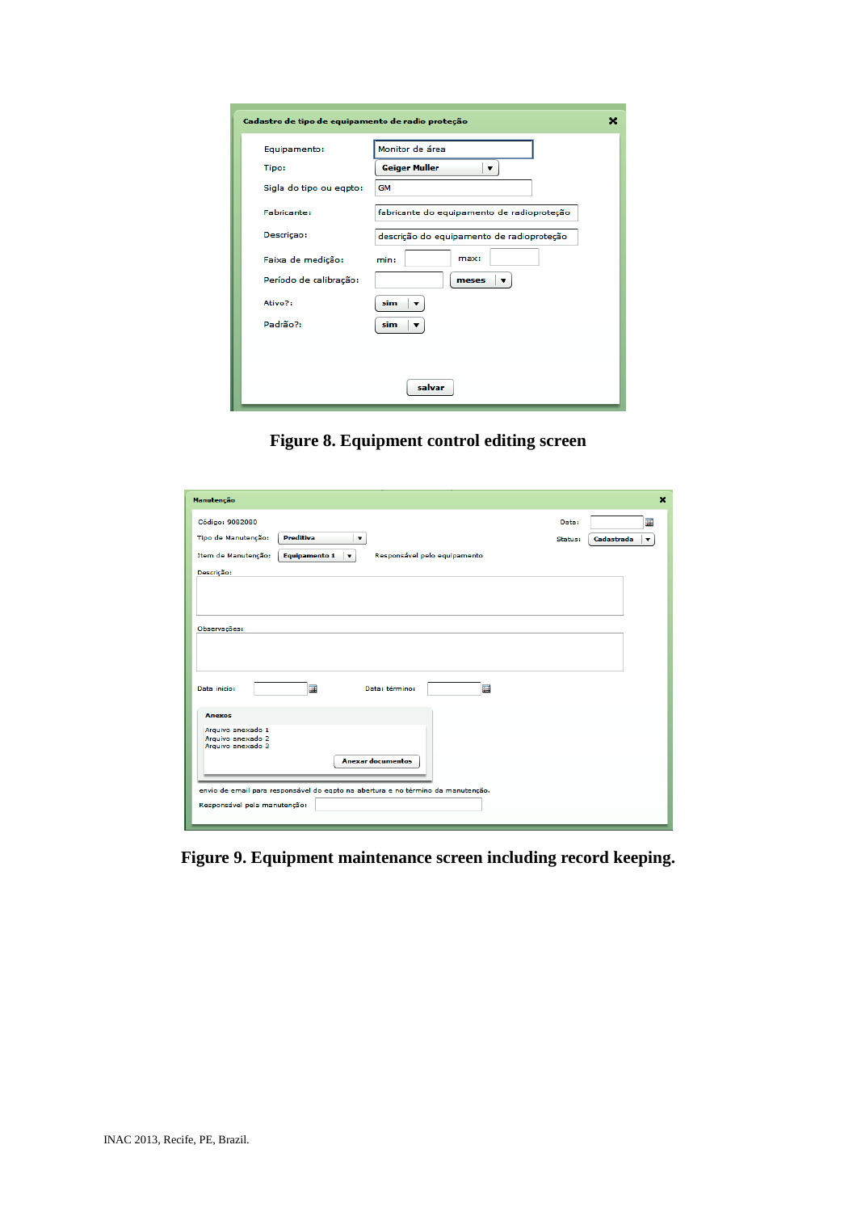**Figure 8. Equipment control editing screen**

**Figure 9. Equipment maintenance screen including record keeping.**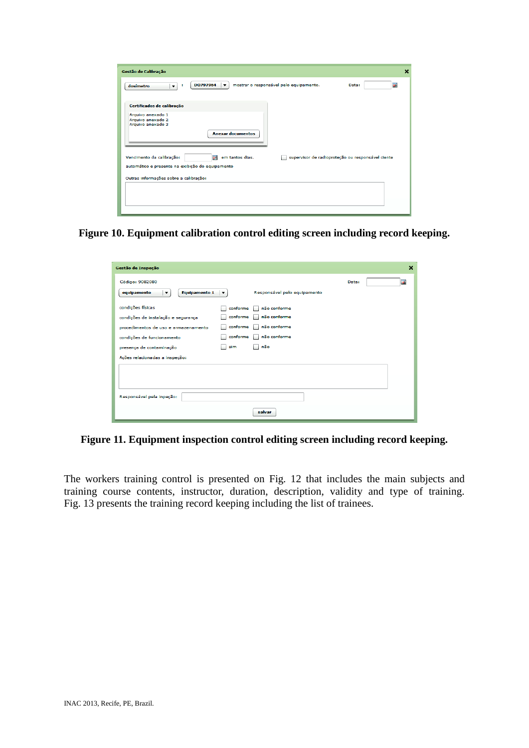**Figure 10. Equipment calibration control editing screen including record keeping.**

**Figure 11. Equipment inspection control editing screen including record keeping.**

The workers training control is presented on Fig. 12 that includes the main subjects and training course contents, instructor, duration, description, validity and type of training. Fig. 13 presents the training record keeping including the list of trainees.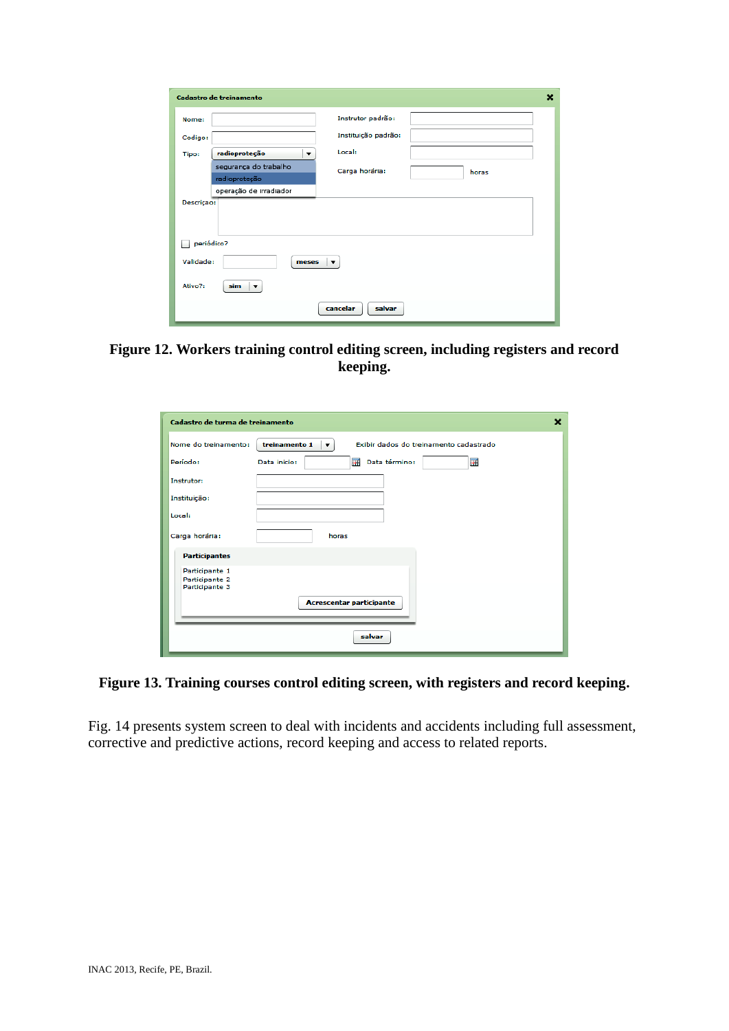**Figure 12. Workers training control editing screen, including registers and record keeping.**

**Figure 13. Training courses control editing screen, with registers and record keeping.**

Fig. 14 presents system screen to deal with incidents and accidents including full assessment, corrective and predictive actions, record keeping and access to related reports.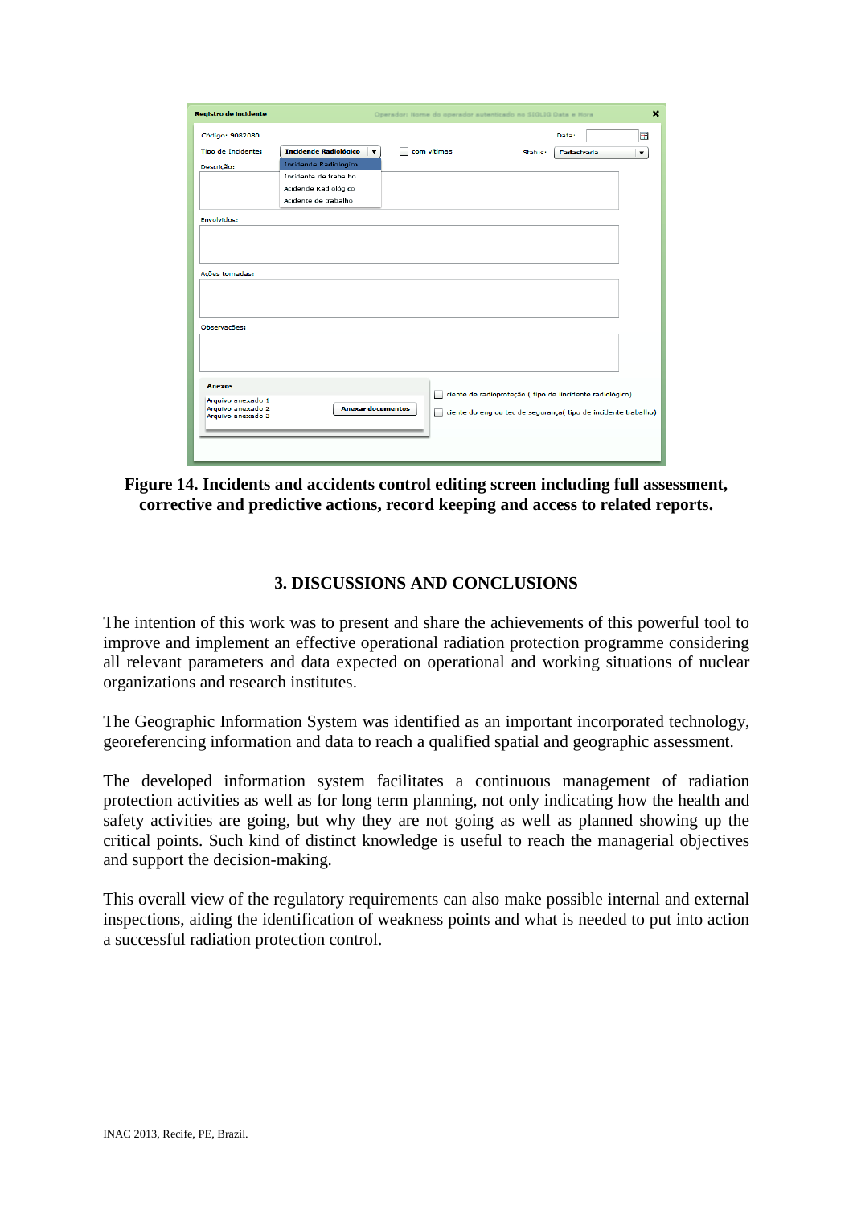Figure 14. Incidents and accidents control editing screen including full assessment, corrective and predictive actions, record keeping and access to related reports.

## 3. DISCUSSIONS AND CONCLUSIONS

The intention of this work was to present and share the achievements of this powerful tool to improve and implement an effective operational radiation protection programme considering all relevant parameters and data expected on operational and working situations of nuclear organizations and research institutes.

The Geographic Information System was identified as an important incorporated technology, georeferencing information and data to reach a qualified spatial and geographic assessment.

The developed information system facilitates a continuous management of radiation protection activities as well as for long term planning, not only indicating how the health and safety activities are going, but why they are not going as well as planned showing up the critical points. Such kind of distinct knowledge is useful to reach the managerial objectives and support the decision-making.

This overall view of the regulatory requirements can also make possible internal and external inspections, aiding the identification of weakness points and what is needed to put into action a successful radiation protection control.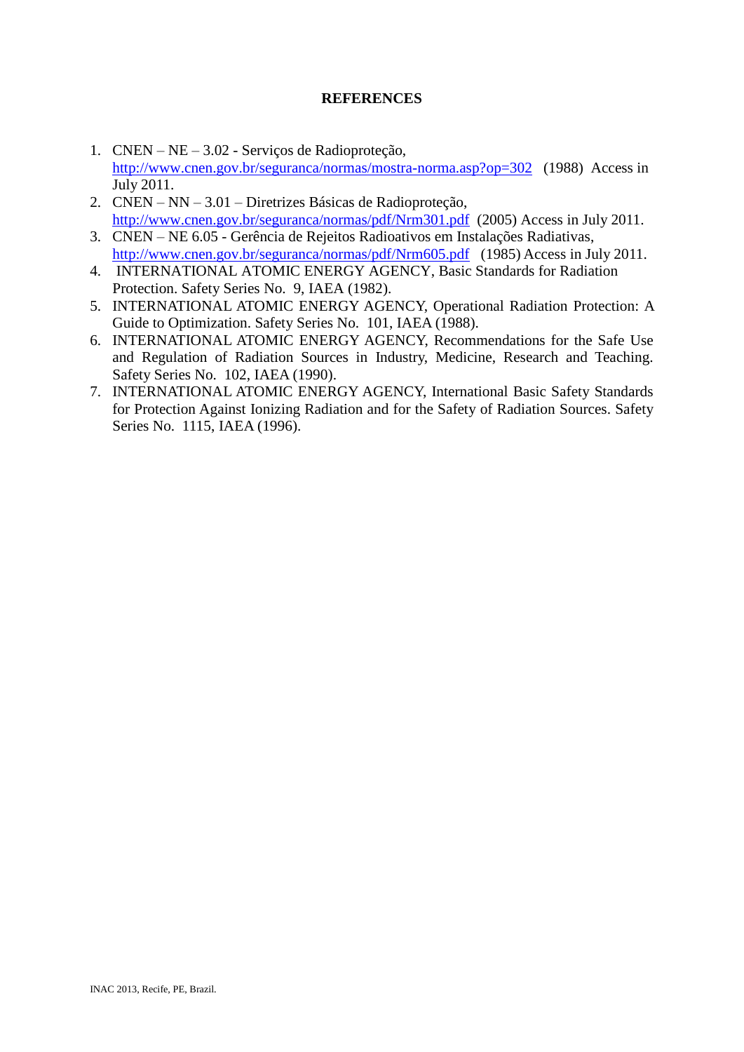## REFERENCES

1. CNEN – NE – 3.02 - Serviços de Radioproteção, http://www.cnen.gov.br/seguranca/normas/mostra-norma.asp?op=302 (1988) Access in July 2011.
2. CNEN – NN – 3.01 – Diretrizes Básicas de Radioproteção, http://www.cnen.gov.br/seguranca/normas/pdf/Nrm301.pdf (2005) Access in July 2011.
3. CNEN – NE 6.05 - Gerência de Rejeitos Radioativos em Instalações Radiativas, http://www.cnen.gov.br/seguranca/normas/pdf/Nrm605.pdf (1985) Access in July 2011.
4. INTERNATIONAL ATOMIC ENERGY AGENCY, Basic Standards for Radiation Protection. Safety Series No. 9, IAEA (1982).
5. INTERNATIONAL ATOMIC ENERGY AGENCY, Operational Radiation Protection: A Guide to Optimization. Safety Series No. 101, IAEA (1988).
6. INTERNATIONAL ATOMIC ENERGY AGENCY, Recommendations for the Safe Use and Regulation of Radiation Sources in Industry, Medicine, Research and Teaching. Safety Series No. 102, IAEA (1990).
7. INTERNATIONAL ATOMIC ENERGY AGENCY, International Basic Safety Standards for Protection Against Ionizing Radiation and for the Safety of Radiation Sources. Safety Series No. 1115, IAEA (1996).